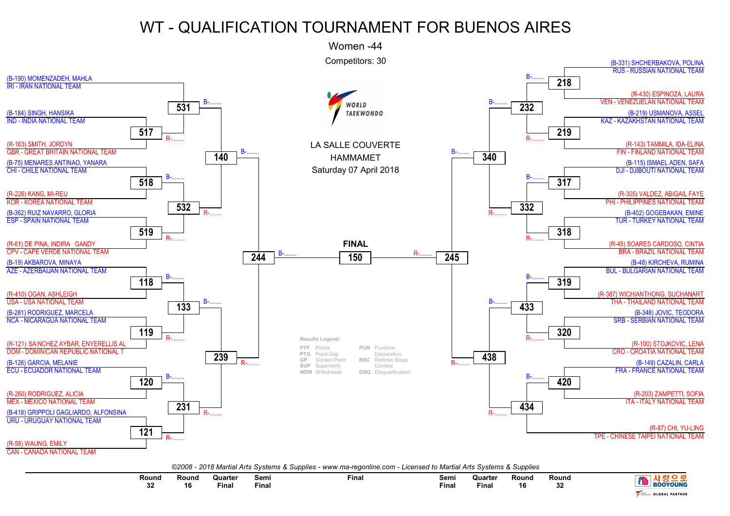# WT - QUALIFICATION TOURNAMENT FOR BUENOS AIRES

Women -44

Competitors: 30

LA SALLE COUVERTE
HAMMAMET
Saturday 07 April 2018

## Left side of bracket

| Competitor | Team | Round 32 | Round 16 | Quarter Final | Semi Final |
|---|---|---|---|---|---|
| (B-190) MOMENZADEH, MAHLA | IRI - IRAN NATIONAL TEAM | | 531 | 140 | 244 |
| (B-184) SINGH, HANSIKA | IND - INDIA NATIONAL TEAM | 517 | 531 | 140 | 244 |
| (R-163) SMITH, JORDYN | GBR - GREAT BRITAIN NATIONAL TEAM | 517 | 531 | 140 | 244 |
| (B-75) MENARES ANTINAO, YANARA | CHI - CHILE NATIONAL TEAM | 518 | 532 | 140 | 244 |
| (R-226) KANG, MI-REU | KOR - KOREA NATIONAL TEAM | 518 | 532 | 140 | 244 |
| (B-362) RUIZ NAVARRO, GLORIA | ESP - SPAIN NATIONAL TEAM | 519 | 532 | 140 | 244 |
| (R-61) DE PINA, INDIRA GANDY | CPV - CAPE VERDE NATIONAL TEAM | 519 | 532 | 140 | 244 |
| (B-19) AKBAROVA, MINAYA | AZE - AZERBAIJAN NATIONAL TEAM | 118 | 133 | 239 | 244 |
| (R-410) OGAN, ASHLEIGH | USA - USA NATIONAL TEAM | 118 | 133 | 239 | 244 |
| (B-281) RODRIGUEZ, MARCELA | NCA - NICARAGUA NATIONAL TEAM | 119 | 133 | 239 | 244 |
| (R-121) SA NCHEZ AYBAR, ENYERELLIS AL | DOM - DOMINICAN REPUBLIC NATIONAL T | 119 | 133 | 239 | 244 |
| (B-126) GARCIA, MELANIE | ECU - ECUADOR NATIONAL TEAM | 120 | 231 | 239 | 244 |
| (R-260) RODRIGUEZ, ALICIA | MEX - MEXICO NATIONAL TEAM | 120 | 231 | 239 | 244 |
| (B-418) GRIPPOLI GAGLIARDO, ALFONSINA | URU - URUGUAY NATIONAL TEAM | 121 | 231 | 239 | 244 |
| (R-58) WAUNG, EMILY | CAN - CANADA NATIONAL TEAM | 121 | 231 | 239 | 244 |

## FINAL

244 B-........ **150** R-........ 245

## Right side of bracket

| Competitor | Team | Round 32 | Round 16 | Quarter Final | Semi Final |
|---|---|---|---|---|---|
| (B-331) SHCHERBAKOVA, POLINA | RUS - RUSSIAN NATIONAL TEAM | 218 | 232 | 340 | 245 |
| (R-430) ESPINOZA, LAURA | VEN - VENEZUELAN NATIONAL TEAM | 218 | 232 | 340 | 245 |
| (B-219) USMANOVA, ASSEL | KAZ - KAZAKHSTAN NATIONAL TEAM | 219 | 232 | 340 | 245 |
| (R-143) TAMMILA, IDA-ELINA | FIN - FINLAND NATIONAL TEAM | 219 | 232 | 340 | 245 |
| (B-115) ISMAEL ADEN, SAFA | DJI - DJIBOUTI NATIONAL TEAM | 317 | 332 | 340 | 245 |
| (R-305) VALDEZ, ABIGAIL FAYE | PHI - PHILIPPINES NATIONAL TEAM | 317 | 332 | 340 | 245 |
| (B-402) GOGEBAKAN, EMINE | TUR - TURKEY NATIONAL TEAM | 318 | 332 | 340 | 245 |
| (R-45) SOARES CARDOSO, CINTIA | BRA - BRAZIL NATIONAL TEAM | 318 | 332 | 340 | 245 |
| (B-48) KIRCHEVA, RUMINA | BUL - BULGARIAN NATIONAL TEAM | 319 | 433 | 438 | 245 |
| (R-387) WICHIANTHONG, SUCHANART | THA - THAILAND NATIONAL TEAM | 319 | 433 | 438 | 245 |
| (B-348) JOVIC, TEODORA | SRB - SERBIAN NATIONAL TEAM | 320 | 433 | 438 | 245 |
| (R-100) STOJKOVIC, LENA | CRO - CROATIA NATIONAL TEAM | 320 | 433 | 438 | 245 |
| (B-149) CAZALIN, CARLA | FRA - FRANCE NATIONAL TEAM | 420 | 434 | 438 | 245 |
| (R-203) ZAMPETTI, SOFIA | ITA - ITALY NATIONAL TEAM | 420 | 434 | 438 | 245 |
| (R-87) CHI, YU-LING | TPE - CHINESE TAIPEI NATIONAL TEAM | | 434 | 438 | 245 |

**Results Legend:**

| Code | Meaning | Code | Meaning |
|---|---|---|---|
| PTF | Points | PUN | Puntitive Declaration |
| PTG | Point Gap | RSC | Referee Stops Contest |
| GP | Golden Point | DSQ | Disqualification |
| SUP | Superiority | | |
| WDR | Withdrawal | | |

*©2008 - 2018 Martial Arts Systems & Supplies - www.ma-regonline.com - Licensed to Martial Arts Systems & Supplies*

Round 32 | Round 16 | Quarter Final | Semi Final | Final | Semi Final | Quarter Final | Round 16 | Round 32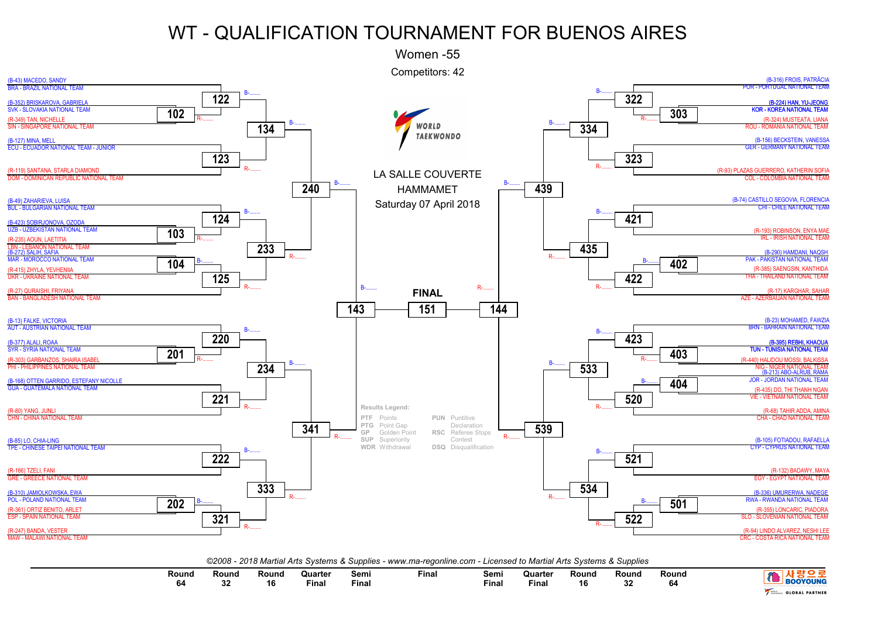# WT - QUALIFICATION TOURNAMENT FOR BUENOS AIRES

Women -55

Competitors: 42

LA SALLE COUVERTE
HAMMAMET
Saturday 07 April 2018

## Left side of bracket

| Competitor | Team | Match |
| --- | --- | --- |
| (B-43) MACEDO, SANDY | BRA - BRAZIL NATIONAL TEAM | 122 |
| (B-352) BRISKAROVA, GABRIELA | SVK - SLOVAKIA NATIONAL TEAM | 102 |
| (R-349) TAN, NICHELLE | SIN - SINGAPORE NATIONAL TEAM | 102 |
| (B-127) MINA, MELL | ECU - ECUADOR NATIONAL TEAM - JUNIOR | 123 |
| (R-119) SANTANA, STARLA DIAMOND | DOM - DOMINICAN REPUBLIC NATIONAL TEAM | 123 |
| (B-49) ZAHARIEVA, LUISA | BUL - BULGARIAN NATIONAL TEAM | 124 |
| (B-423) SOBIRJONOVA, OZODA | UZB - UZBEKISTAN NATIONAL TEAM | 103 |
| (R-235) AOUN, LAETITIA | LBN - LEBANON NATIONAL TEAM | 103 |
| (B-272) SALIH, SAFIA | MAR - MOROCCO NATIONAL TEAM | 104 |
| (R-415) ZHYLA, YEVHENIIA | UKR - UKRAINE NATIONAL TEAM | 104 |
| (R-27) QURAISHI, FRIYANA | BAN - BANGLADESH NATIONAL TEAM | 125 |
| (B-13) FALKE, VICTORIA | AUT - AUSTRIAN NATIONAL TEAM | 220 |
| (B-377) ALALI, ROAA | SYR - SYRIA NATIONAL TEAM | 201 |
| (R-303) GARBANZOS, SHAIRA ISABEL | PHI - PHILIPPINES NATIONAL TEAM | 201 |
| (B-168) OTTEN GARRIDO, ESTEFANY NICOLLE | GUA - GUATEMALA NATIONAL TEAM | 221 |
| (R-80) YANG, JUNLI | CHN - CHINA NATIONAL TEAM | 221 |
| (B-85) LO, CHIA-LING | TPE - CHINESE TAIPEI NATIONAL TEAM | 222 |
| (R-166) TZELI, FANI | GRE - GREECE NATIONAL TEAM | 222 |
| (B-310) JAMIOLKOWSKA, EWA | POL - POLAND NATIONAL TEAM | 202 |
| (R-361) ORTIZ BENITO, ARLET | ESP - SPAIN NATIONAL TEAM | 202 |
| (R-247) BANDA, VESTER | MAW - MALAWI NATIONAL TEAM | 321 |

Left bracket matches: 122 and 123 → 134; 124 and 125 → 233; 134 and 233 → 240; 220 and 221 → 234; 222 and 321 → 333; 234 and 333 → 341; 240 and 341 → 143 (Semi Final).

## Right side of bracket

| Competitor | Team | Match |
| --- | --- | --- |
| (B-316) FROIS, PATRÍCIA | POR - PORTUGAL NATIONAL TEAM | 322 |
| **(B-224) HAN, YU-JEONG** | **KOR - KOREA NATIONAL TEAM** | 303 |
| (R-324) MUSTEATA, LIANA | ROU - ROMANIA NATIONAL TEAM | 303 |
| (B-156) BECKSTEIN, VANESSA | GER - GERMANY NATIONAL TEAM | 323 |
| (R-93) PLAZAS GUERRERO, KATHERIN SOFIA | COL - COLOMBIA NATIONAL TEAM | 323 |
| (B-74) CASTILLO SEGOVIA, FLORENCIA | CHI - CHILE NATIONAL TEAM | 421 |
| (R-193) ROBINSON, ENYA MAE | IRL - IRISH NATIONAL TEAM | 421 |
| (B-290) HAMDANI, NAQSH | PAK - PAKISTAN NATIONAL TEAM | 402 |
| (R-385) SAENGSIN, KANTHIDA | THA - THAILAND NATIONAL TEAM | 402 |
| (R-17) KARGHAR, SAHAR | AZE - AZERBAIJAN NATIONAL TEAM | 422 |
| (B-23) MOHAMED, FAWZIA | BRN - BAHRAIN NATIONAL TEAM | 423 |
| **(B-395) REBHI, KHAOUA** | **TUN - TUNISIA NATIONAL TEAM** | 403 |
| (R-440) HALIDOU MOSSI, BALKISSA | NIG - NIGER NATIONAL TEAM | 403 |
| (B-213) ABO-ALRUB, RAMA | JOR - JORDAN NATIONAL TEAM | 404 |
| (R-435) DO, THI THANH NGAN | VIE - VIETNAM NATIONAL TEAM | 404 |
| (R-66) TAHIR ADDA, AMINA | CHA - CHAD NATIONAL TEAM | 520 |
| (B-105) FOTIADOU, RAFAELLA | CYP - CYPRUS NATIONAL TEAM | 521 |
| (R-132) BADAWY, MAYA | EGY - EGYPT NATIONAL TEAM | 521 |
| (B-336) UMURERWA, NADEGE | RWA - RWANDA NATIONAL TEAM | 501 |
| (R-355) LONCARIC, PIADORA | SLO - SLOVENIAN NATIONAL TEAM | 501 |
| (R-94) LINDO ALVAREZ, NESHI LEE | CRC - COSTA RICA NATIONAL TEAM | 522 |

Right bracket matches: 322 and 323 → 334; 421 and 422 → 435; 334 and 435 → 439; 423 and 520 → 533; 521 and 522 → 534; 533 and 534 → 539; 439 and 539 → 144 (Semi Final).

## FINAL

143 vs 144 → **151**

Results Legend:

| Code | Meaning | Code | Meaning |
| --- | --- | --- | --- |
| PTF | Points | PUN | Puntitive Declaration |
| PTG | Point Gap | RSC | Referee Stops Contest |
| GP | Golden Point | DSQ | Disqualification |
| SUP | Superiority | | |
| WDR | Withdrawal | | |

*©2008 - 2018 Martial Arts Systems & Supplies - www.ma-regonline.com - Licensed to Martial Arts Systems & Supplies*

| Round 64 | Round 32 | Round 16 | Quarter Final | Semi Final | Final | Semi Final | Quarter Final | Round 16 | Round 32 | Round 64 |
| --- | --- | --- | --- | --- | --- | --- | --- | --- | --- | --- |

사랑으로 BOOYOUNG GLOBAL PARTNER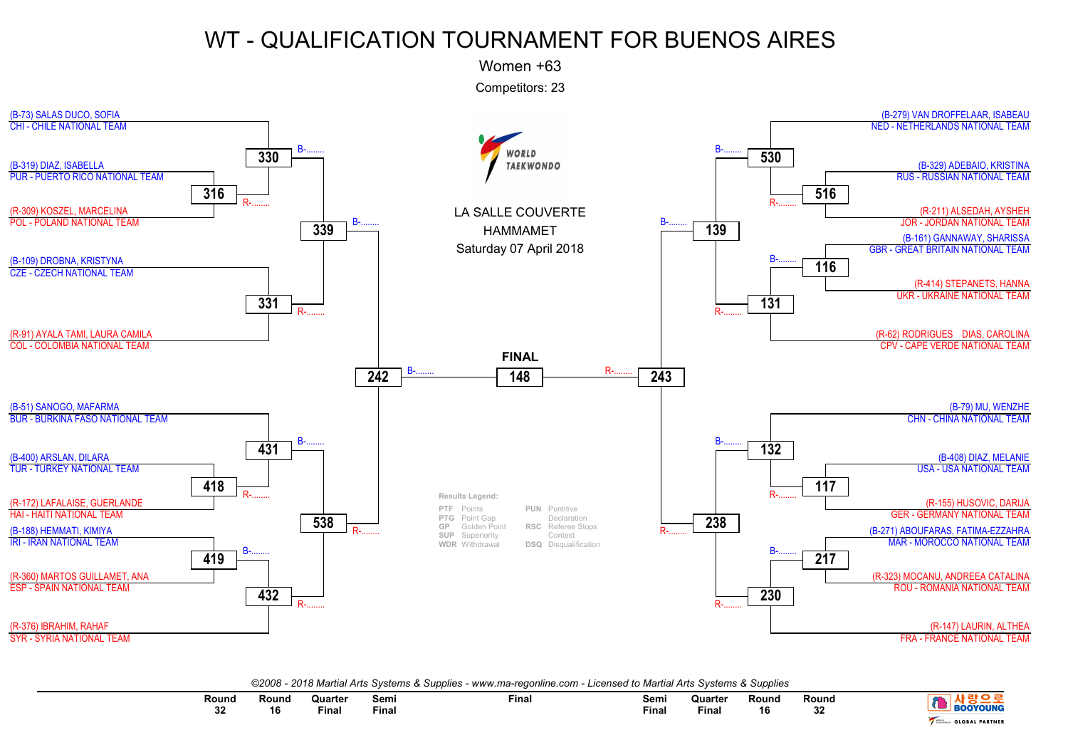# WT - QUALIFICATION TOURNAMENT FOR BUENOS AIRES

Women +63

Competitors: 23

LA SALLE COUVERTE

HAMMAMET

Saturday 07 April 2018

## Left side of bracket

| Competitor | Team | Round 32 | Round 16 | Quarter Final | Semi Final |
|---|---|---|---|---|---|
| (B-73) SALAS DUCO, SOFIA | CHI - CHILE NATIONAL TEAM | | 330 | 339 | 242 |
| (B-319) DIAZ, ISABELLA | PUR - PUERTO RICO NATIONAL TEAM | 316 | 330 | 339 | 242 |
| (R-309) KOSZEL, MARCELINA | POL - POLAND NATIONAL TEAM | 316 | 330 | 339 | 242 |
| (B-109) DROBNA, KRISTYNA | CZE - CZECH NATIONAL TEAM | | 331 | 339 | 242 |
| (R-91) AYALA TAMI, LAURA CAMILA | COL - COLOMBIA NATIONAL TEAM | | 331 | 339 | 242 |
| (B-51) SANOGO, MAFARMA | BUR - BURKINA FASO NATIONAL TEAM | | 431 | 538 | 242 |
| (B-400) ARSLAN, DILARA | TUR - TURKEY NATIONAL TEAM | 418 | 431 | 538 | 242 |
| (R-172) LAFALAISE, GUERLANDE | HAI - HAITI NATIONAL TEAM | 418 | 431 | 538 | 242 |
| (B-188) HEMMATI, KIMIYA | IRI - IRAN NATIONAL TEAM | 419 | 432 | 538 | 242 |
| (R-360) MARTOS GUILLAMET, ANA | ESP - SPAIN NATIONAL TEAM | 419 | 432 | 538 | 242 |
| (R-376) IBRAHIM, RAHAF | SYR - SYRIA NATIONAL TEAM | | 432 | 538 | 242 |

## Right side of bracket

| Competitor | Team | Round 32 | Round 16 | Quarter Final | Semi Final |
|---|---|---|---|---|---|
| (B-279) VAN DROFFELAAR, ISABEAU | NED - NETHERLANDS NATIONAL TEAM | | 530 | 139 | 243 |
| (B-329) ADEBAIO, KRISTINA | RUS - RUSSIAN NATIONAL TEAM | 516 | 530 | 139 | 243 |
| (R-211) ALSEDAH, AYSHEH | JOR - JORDAN NATIONAL TEAM | 516 | 530 | 139 | 243 |
| (B-161) GANNAWAY, SHARISSA | GBR - GREAT BRITAIN NATIONAL TEAM | 116 | 131 | 139 | 243 |
| (R-414) STEPANETS, HANNA | UKR - UKRAINE NATIONAL TEAM | 116 | 131 | 139 | 243 |
| (R-62) RODRIGUES DIAS, CAROLINA | CPV - CAPE VERDE NATIONAL TEAM | | 131 | 139 | 243 |
| (B-79) MU, WENZHE | CHN - CHINA NATIONAL TEAM | | 132 | 238 | 243 |
| (B-408) DIAZ, MELANIE | USA - USA NATIONAL TEAM | 117 | 132 | 238 | 243 |
| (R-155) HUSOVIC, DARIJA | GER - GERMANY NATIONAL TEAM | 117 | 132 | 238 | 243 |
| (B-271) ABOUFARAS, FATIMA-EZZAHRA | MAR - MOROCCO NATIONAL TEAM | 217 | 230 | 238 | 243 |
| (R-323) MOCANU, ANDREEA CATALINA | ROU - ROMANIA NATIONAL TEAM | 217 | 230 | 238 | 243 |
| (R-147) LAURIN, ALTHEA | FRA - FRANCE NATIONAL TEAM | | 230 | 238 | 243 |

## FINAL

148 (B-........ vs R-........)

**Results Legend:**

| | | | |
|---|---|---|---|
| PTF | Points | PUN | Puntitive Declaration |
| PTG | Point Gap | RSC | Referee Stops Contest |
| GP | Golden Point | DSQ | Disqualification |
| SUP | Superiority | | |
| WDR | Withdrawal | | |

*©2008 - 2018 Martial Arts Systems & Supplies - www.ma-regonline.com - Licensed to Martial Arts Systems & Supplies*

Round 32 | Round 16 | Quarter Final | Semi Final | Final | Semi Final | Quarter Final | Round 16 | Round 32

사랑으로 BOOYOUNG GLOBAL PARTNER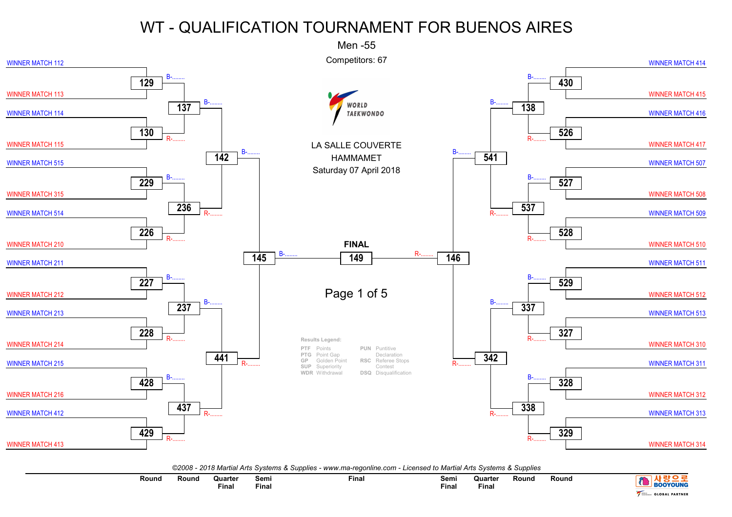# WT - QUALIFICATION TOURNAMENT FOR BUENOS AIRES

Men -55

Competitors: 67

LA SALLE COUVERTE

HAMMAMET

Saturday 07 April 2018

**FINAL**

| Round | Round | Quarter Final | Semi Final | Final | Semi Final | Quarter Final | Round | Round |
|---|---|---|---|---|---|---|---|---|
| WINNER MATCH 112 / WINNER MATCH 113 → 129 | 129 / 130 → 137 | 137 / 236 → 142 | 142 / 441 → 145 | 145 (B-........) / 146 (R-........) → 149 | 541 / 342 → 146 | 138 / 537 → 541 | 430 / 526 → 138 | WINNER MATCH 414 / WINNER MATCH 415 → 430 |
| WINNER MATCH 114 / WINNER MATCH 115 → 130 | 229 / 226 → 236 | 237 / 437 → 441 | | | | 337 / 338 → 342 | 527 / 528 → 537 | WINNER MATCH 416 / WINNER MATCH 417 → 526 |
| WINNER MATCH 515 / WINNER MATCH 315 → 229 | 227 / 228 → 237 | | | | | | 529 / 327 → 337 | WINNER MATCH 507 / WINNER MATCH 508 → 527 |
| WINNER MATCH 514 / WINNER MATCH 210 → 226 | 428 / 429 → 437 | | | | | | 328 / 329 → 338 | WINNER MATCH 509 / WINNER MATCH 510 → 528 |
| WINNER MATCH 211 / WINNER MATCH 212 → 227 | | | | | | | | WINNER MATCH 511 / WINNER MATCH 512 → 529 |
| WINNER MATCH 213 / WINNER MATCH 214 → 228 | | | | | | | | WINNER MATCH 513 / WINNER MATCH 310 → 327 |
| WINNER MATCH 215 / WINNER MATCH 216 → 428 | | | | | | | | WINNER MATCH 311 / WINNER MATCH 312 → 328 |
| WINNER MATCH 412 / WINNER MATCH 413 → 429 | | | | | | | | WINNER MATCH 313 / WINNER MATCH 314 → 329 |

Results Legend:

| | | | |
|---|---|---|---|
| PTF | Points | PUN | Puntitive Declaration |
| PTG | Point Gap | RSC | Referee Stops Contest |
| GP | Golden Point | DSQ | Disqualification |
| SUP | Superiority | | |
| WDR | Withdrawal | | |

*©2008 - 2018 Martial Arts Systems & Supplies - www.ma-regonline.com - Licensed to Martial Arts Systems & Supplies*

사랑으로 BOOYOUNG — GLOBAL PARTNER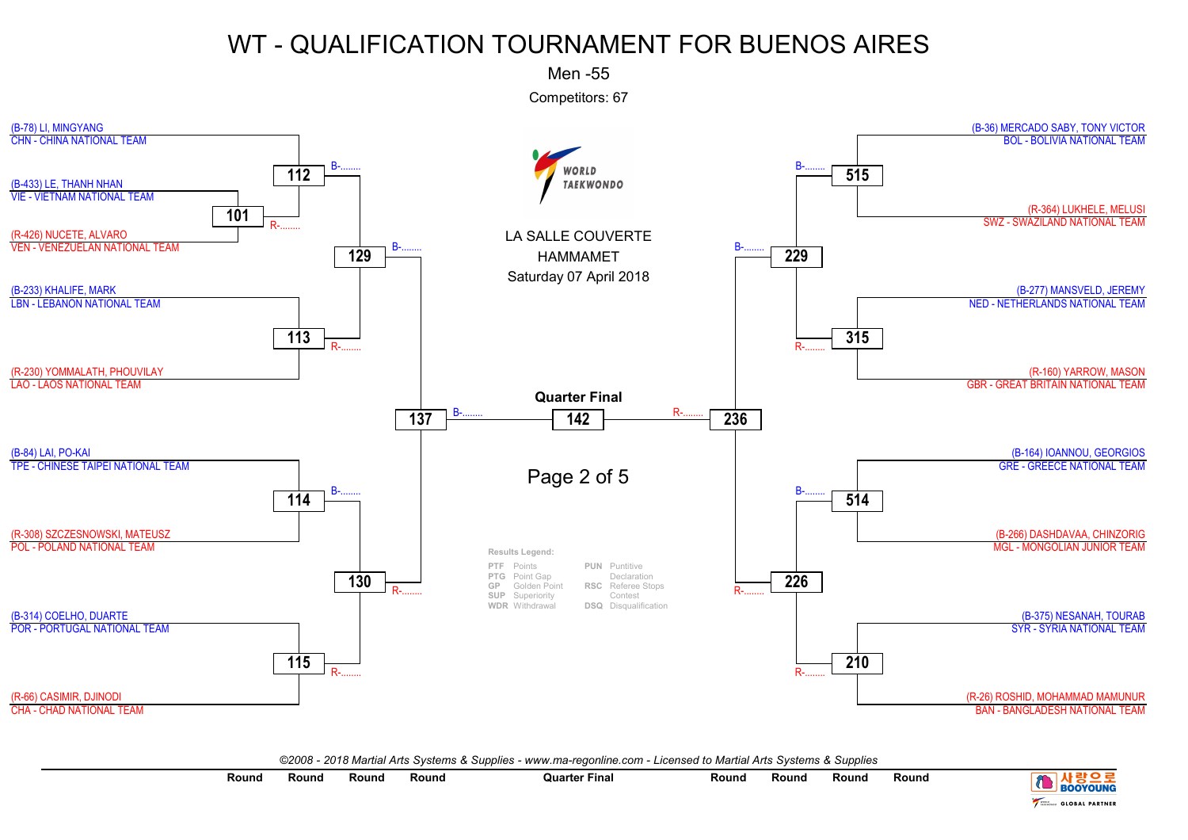# WT - QUALIFICATION TOURNAMENT FOR BUENOS AIRES

Men -55

Competitors: 67

LA SALLE COUVERTE

HAMMAMET

Saturday 07 April 2018

(B-78) LI, MINGYANG
CHN - CHINA NATIONAL TEAM

112 B-........

(B-433) LE, THANH NHAN
VIE - VIETNAM NATIONAL TEAM

101 R-........

(R-426) NUCETE, ALVARO
VEN - VENEZUELAN NATIONAL TEAM

129 B-........

(B-233) KHALIFE, MARK
LBN - LEBANON NATIONAL TEAM

113 R-........

(R-230) YOMMALATH, PHOUVILAY
LAO - LAOS NATIONAL TEAM

137 B-........

**Quarter Final**

142

236 R-........

(B-84) LAI, PO-KAI
TPE - CHINESE TAIPEI NATIONAL TEAM

114 B-........

(R-308) SZCZESNOWSKI, MATEUSZ
POL - POLAND NATIONAL TEAM

130 R-........

(B-314) COELHO, DUARTE
POR - PORTUGAL NATIONAL TEAM

115 R-........

(R-66) CASIMIR, DJINODI
CHA - CHAD NATIONAL TEAM

(B-36) MERCADO SABY, TONY VICTOR
BOL - BOLIVIA NATIONAL TEAM

515 B-........

(R-364) LUKHELE, MELUSI
SWZ - SWAZILAND NATIONAL TEAM

229 B-........

(B-277) MANSVELD, JEREMY
NED - NETHERLANDS NATIONAL TEAM

315 R-........

(R-160) YARROW, MASON
GBR - GREAT BRITAIN NATIONAL TEAM

(B-164) IOANNOU, GEORGIOS
GRE - GREECE NATIONAL TEAM

514 B-........

(B-266) DASHDAVAA, CHINZORIG
MGL - MONGOLIAN JUNIOR TEAM

226 R-........

(B-375) NESANAH, TOURAB
SYR - SYRIA NATIONAL TEAM

210 R-........

(R-26) ROSHID, MOHAMMAD MAMUNUR
BAN - BANGLADESH NATIONAL TEAM

**Results Legend:**

| | | | |
|---|---|---|---|
| PTF | Points | PUN | Puntitive Declaration |
| PTG | Point Gap | | |
| GP | Golden Point | RSC | Referee Stops Contest |
| SUP | Superiority | | |
| WDR | Withdrawal | DSQ | Disqualification |

*©2008 - 2018 Martial Arts Systems & Supplies - www.ma-regonline.com - Licensed to Martial Arts Systems & Supplies*

| Round | Round | Round | Round | Quarter Final | Round | Round | Round | Round |
|---|---|---|---|---|---|---|---|---|

사랑으로 BOOYOUNG — GLOBAL PARTNER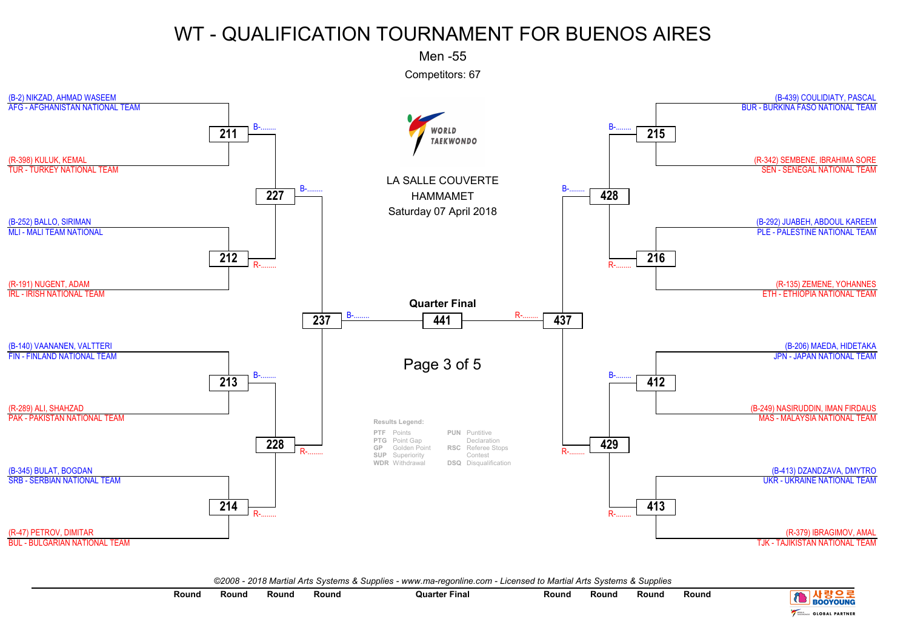# WT - QUALIFICATION TOURNAMENT FOR BUENOS AIRES

Men -55

Competitors: 67

LA SALLE COUVERTE

HAMMAMET

Saturday 07 April 2018

(B-2) NIKZAD, AHMAD WASEEM
AFG - AFGHANISTAN NATIONAL TEAM

211 B-........

(R-398) KULUK, KEMAL
TUR - TURKEY NATIONAL TEAM

227 B-........

(B-252) BALLO, SIRIMAN
MLI - MALI TEAM NATIONAL

212 R-........

(R-191) NUGENT, ADAM
IRL - IRISH NATIONAL TEAM

237 B-........

(B-140) VAANANEN, VALTTERI
FIN - FINLAND NATIONAL TEAM

213 B-........

(R-289) ALI, SHAHZAD
PAK - PAKISTAN NATIONAL TEAM

228 R-........

(B-345) BULAT, BOGDAN
SRB - SERBIAN NATIONAL TEAM

214 R-........

(R-47) PETROV, DIMITAR
BUL - BULGARIAN NATIONAL TEAM

**Quarter Final**

441

(B-439) COULIDIATY, PASCAL
BUR - BURKINA FASO NATIONAL TEAM

215 B-........

(R-342) SEMBENE, IBRAHIMA SORE
SEN - SENEGAL NATIONAL TEAM

428 B-........

(B-292) JUABEH, ABDOUL KAREEM
PLE - PALESTINE NATIONAL TEAM

216 R-........

(R-135) ZEMENE, YOHANNES
ETH - ETHIOPIA NATIONAL TEAM

437 R-........

(B-206) MAEDA, HIDETAKA
JPN - JAPAN NATIONAL TEAM

412 B-........

(B-249) NASIRUDDIN, IMAN FIRDAUS
MAS - MALAYSIA NATIONAL TEAM

429 R-........

(B-413) DZANDZAVA, DMYTRO
UKR - UKRAINE NATIONAL TEAM

413 R-........

(R-379) IBRAGIMOV, AMAL
TJK - TAJIKISTAN NATIONAL TEAM

**Results Legend:**

| | | | |
|---|---|---|---|
| PTF | Points | PUN | Puntitive Declaration |
| PTG | Point Gap | | |
| GP | Golden Point | RSC | Referee Stops Contest |
| SUP | Superiority | | |
| WDR | Withdrawal | DSQ | Disqualification |

*©2008 - 2018 Martial Arts Systems & Supplies - www.ma-regonline.com - Licensed to Martial Arts Systems & Supplies*

| Round | Round | Round | Round | Quarter Final | Round | Round | Round | Round |
|---|---|---|---|---|---|---|---|---|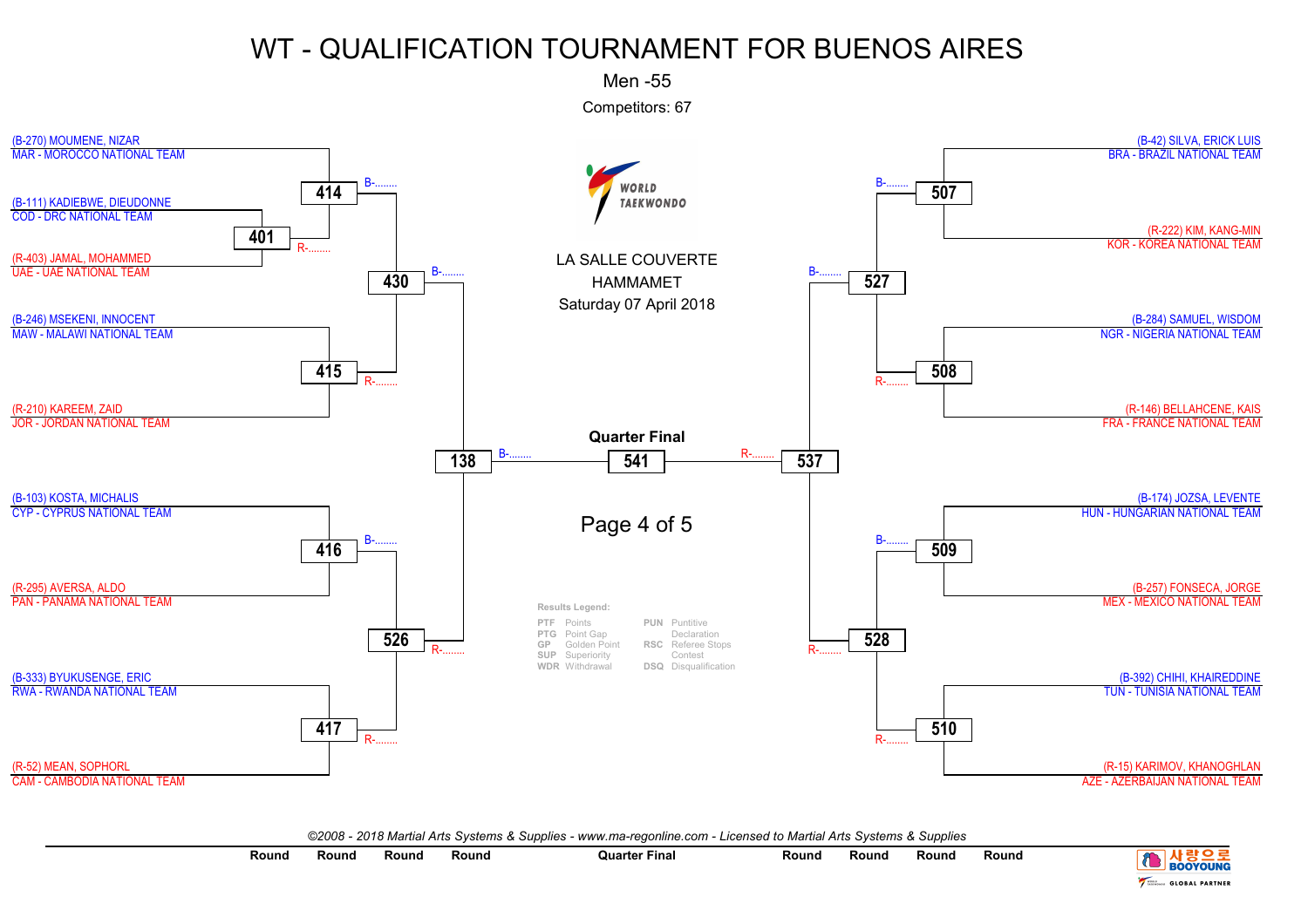# WT - QUALIFICATION TOURNAMENT FOR BUENOS AIRES

Men -55

Competitors: 67

LA SALLE COUVERTE
HAMMAMET
Saturday 07 April 2018

## Left side

- (B-270) MOUMENE, NIZAR — MAR - MOROCCO NATIONAL TEAM
- (B-111) KADIEBWE, DIEUDONNE — COD - DRC NATIONAL TEAM
- (R-403) JAMAL, MOHAMMED — UAE - UAE NATIONAL TEAM
- (B-246) MSEKENI, INNOCENT — MAW - MALAWI NATIONAL TEAM
- (R-210) KAREEM, ZAID — JOR - JORDAN NATIONAL TEAM
- (B-103) KOSTA, MICHALIS — CYP - CYPRUS NATIONAL TEAM
- (R-295) AVERSA, ALDO — PAN - PANAMA NATIONAL TEAM
- (B-333) BYUKUSENGE, ERIC — RWA - RWANDA NATIONAL TEAM
- (R-52) MEAN, SOPHORL — CAM - CAMBODIA NATIONAL TEAM

Matches: 401 (R-........), 414 (B-........), 415 (R-........), 416 (B-........), 417 (R-........), 430 (B-........), 526 (R-........), 138 (B-........)

## Right side

- (B-42) SILVA, ERICK LUIS — BRA - BRAZIL NATIONAL TEAM
- (R-222) KIM, KANG-MIN — KOR - KOREA NATIONAL TEAM
- (B-284) SAMUEL, WISDOM — NGR - NIGERIA NATIONAL TEAM
- (R-146) BELLAHCENE, KAIS — FRA - FRANCE NATIONAL TEAM
- (B-174) JOZSA, LEVENTE — HUN - HUNGARIAN NATIONAL TEAM
- (B-257) FONSECA, JORGE — MEX - MEXICO NATIONAL TEAM
- (B-392) CHIHI, KHAIREDDINE — TUN - TUNISIA NATIONAL TEAM
- (R-15) KARIMOV, KHANOGHLAN — AZE - AZERBAIJAN NATIONAL TEAM

Matches: 507 (B-........), 508 (R-........), 509 (B-........), 510 (R-........), 527 (B-........), 528 (R-........), 537 (R-........)

## Quarter Final

541

**Results Legend:**

| | | | |
|---|---|---|---|
| PTF | Points | PUN | Puntitive Declaration |
| PTG | Point Gap | RSC | Referee Stops Contest |
| GP | Golden Point | DSQ | Disqualification |
| SUP | Superiority | | |
| WDR | Withdrawal | | |

Round | Round | Round | Round | Quarter Final | Round | Round | Round | Round

©2008 - 2018 Martial Arts Systems & Supplies - www.ma-regonline.com - Licensed to Martial Arts Systems & Supplies

사랑으로 BOOYOUNG — GLOBAL PARTNER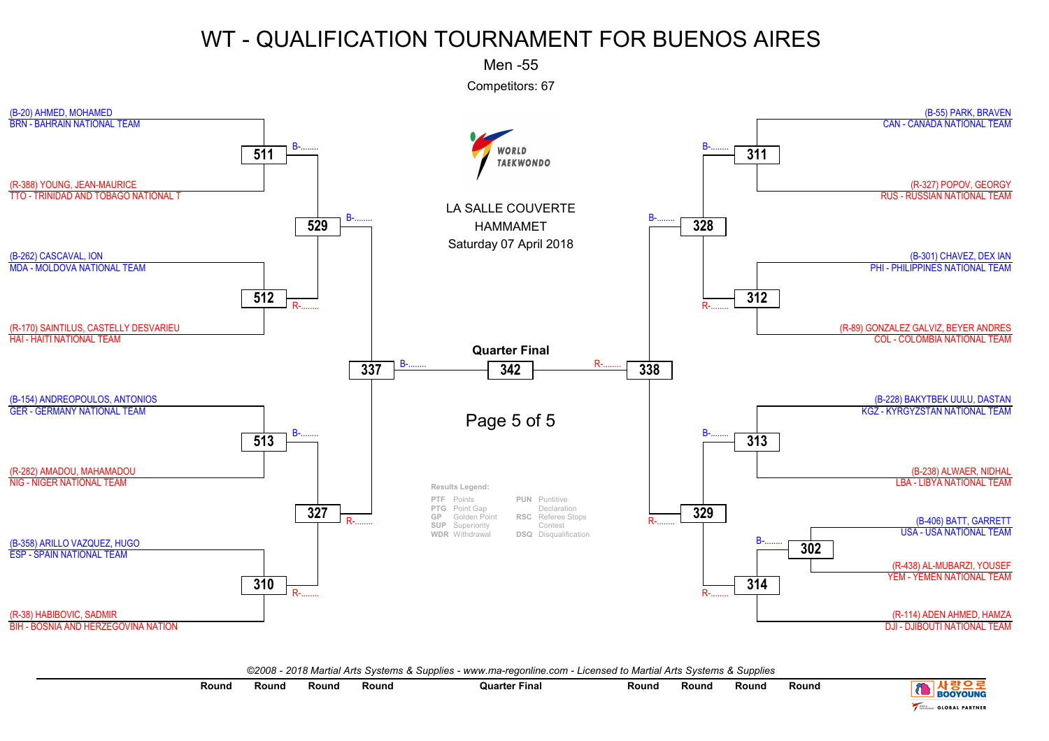# WT - QUALIFICATION TOURNAMENT FOR BUENOS AIRES

Men -55

Competitors: 67

LA SALLE COUVERTE
HAMMAMET
Saturday 07 April 2018

**Quarter Final**

| Match | Blue | Red |
| --- | --- | --- |
| 511 | (B-20) AHMED, MOHAMED — BRN - BAHRAIN NATIONAL TEAM | (R-388) YOUNG, JEAN-MAURICE — TTO - TRINIDAD AND TOBAGO NATIONAL T |
| 512 | (B-262) CASCAVAL, ION — MDA - MOLDOVA NATIONAL TEAM | (R-170) SAINTILUS, CASTELLY DESVARIEU — HAI - HAITI NATIONAL TEAM |
| 513 | (B-154) ANDREOPOULOS, ANTONIOS — GER - GERMANY NATIONAL TEAM | (R-282) AMADOU, MAHAMADOU — NIG - NIGER NATIONAL TEAM |
| 310 | (B-358) ARILLO VAZQUEZ, HUGO — ESP - SPAIN NATIONAL TEAM | (R-38) HABIBOVIC, SADMIR — BIH - BOSNIA AND HERZEGOVINA NATION |
| 311 | (B-55) PARK, BRAVEN — CAN - CANADA NATIONAL TEAM | (R-327) POPOV, GEORGY — RUS - RUSSIAN NATIONAL TEAM |
| 312 | (B-301) CHAVEZ, DEX IAN — PHI - PHILIPPINES NATIONAL TEAM | (R-89) GONZALEZ GALVIZ, BEYER ANDRES — COL - COLOMBIA NATIONAL TEAM |
| 313 | (B-228) BAKYTBEK UULU, DASTAN — KGZ - KYRGYZSTAN NATIONAL TEAM | (R-238) ALWAER, NIDHAL — LBA - LIBYA NATIONAL TEAM |
| 302 | (B-406) BATT, GARRETT — USA - USA NATIONAL TEAM | (R-438) AL-MUBARZI, YOUSEF — YEM - YEMEN NATIONAL TEAM |
| 314 | B-........ (winner of 302) | (R-114) ADEN AHMED, HAMZA — DJI - DJIBOUTI NATIONAL TEAM |
| 529 | B-........ (winner of 511) | R-........ (winner of 512) |
| 327 | B-........ (winner of 513) | R-........ (winner of 310) |
| 328 | B-........ (winner of 311) | R-........ (winner of 312) |
| 329 | B-........ (winner of 313) | R-........ (winner of 314) |
| 337 | B-........ (winner of 529) | R-........ (winner of 327) |
| 338 | B-........ (winner of 328) | R-........ (winner of 329) |
| 342 (Quarter Final) | B-........ (winner of 337) | R-........ (winner of 338) |

**Results Legend:**

| Code | Meaning | Code | Meaning |
| --- | --- | --- | --- |
| PTF | Points | PUN | Puntitive Declaration |
| PTG | Point Gap | RSC | Referee Stops Contest |
| GP | Golden Point | DSQ | Disqualification |
| SUP | Superiority | | |
| WDR | Withdrawal | | |

*©2008 - 2018 Martial Arts Systems & Supplies - www.ma-regonline.com - Licensed to Martial Arts Systems & Supplies*

Round | Round | Round | Round | Quarter Final | Round | Round | Round | Round

사랑으로 BOOYOUNG — GLOBAL PARTNER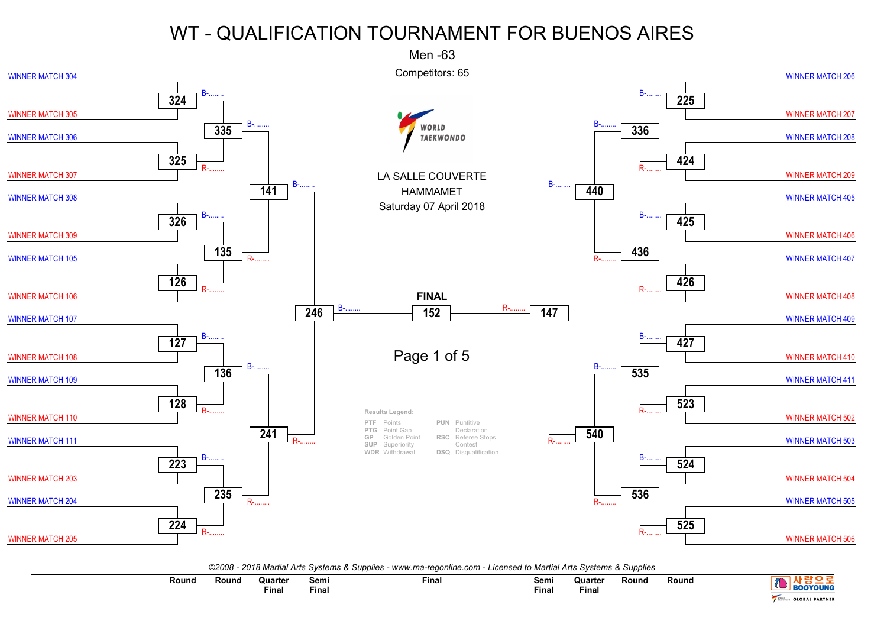# WT - QUALIFICATION TOURNAMENT FOR BUENOS AIRES

Men -63

Competitors: 65

LA SALLE COUVERTE
HAMMAMET
Saturday 07 April 2018

**Left side of bracket**

| Entrant | Round | Round | Quarter Final | Semi Final |
|---|---|---|---|---|
| WINNER MATCH 304 | 324 (B-........) | 335 (B-........) | 141 (B-........) | 246 (B-........) |
| WINNER MATCH 305 | | | | |
| WINNER MATCH 306 | 325 (R-........) | | | |
| WINNER MATCH 307 | | | | |
| WINNER MATCH 308 | 326 (B-........) | 135 (R-........) | | |
| WINNER MATCH 309 | | | | |
| WINNER MATCH 105 | 126 (R-........) | | | |
| WINNER MATCH 106 | | | | |
| WINNER MATCH 107 | 127 (B-........) | 136 (B-........) | 241 (R-........) | |
| WINNER MATCH 108 | | | | |
| WINNER MATCH 109 | 128 (R-........) | | | |
| WINNER MATCH 110 | | | | |
| WINNER MATCH 111 | 223 (B-........) | 235 (R-........) | | |
| WINNER MATCH 203 | | | | |
| WINNER MATCH 204 | 224 (R-........) | | | |
| WINNER MATCH 205 | | | | |

**FINAL**

152

**Right side of bracket**

| Entrant | Round | Round | Quarter Final | Semi Final |
|---|---|---|---|---|
| WINNER MATCH 206 | 225 (B-........) | 336 (B-........) | 440 (B-........) | 147 (R-........) |
| WINNER MATCH 207 | | | | |
| WINNER MATCH 208 | 424 (R-........) | | | |
| WINNER MATCH 209 | | | | |
| WINNER MATCH 405 | 425 (B-........) | 436 (R-........) | | |
| WINNER MATCH 406 | | | | |
| WINNER MATCH 407 | 426 (R-........) | | | |
| WINNER MATCH 408 | | | | |
| WINNER MATCH 409 | 427 (B-........) | 535 (B-........) | 540 (R-........) | |
| WINNER MATCH 410 | | | | |
| WINNER MATCH 411 | 523 (R-........) | | | |
| WINNER MATCH 502 | | | | |
| WINNER MATCH 503 | 524 (B-........) | 536 (R-........) | | |
| WINNER MATCH 504 | | | | |
| WINNER MATCH 505 | 525 (R-........) | | | |
| WINNER MATCH 506 | | | | |

**Results Legend:**

| Code | Meaning | Code | Meaning |
|---|---|---|---|
| PTF | Points | PUN | Puntitive Declaration |
| PTG | Point Gap | | |
| GP | Golden Point | RSC | Referee Stops Contest |
| SUP | Superiority | | |
| WDR | Withdrawal | DSQ | Disqualification |

*©2008 - 2018 Martial Arts Systems & Supplies - www.ma-regonline.com - Licensed to Martial Arts Systems & Supplies*

Round | Round | Quarter Final | Semi Final | Final | Semi Final | Quarter Final | Round | Round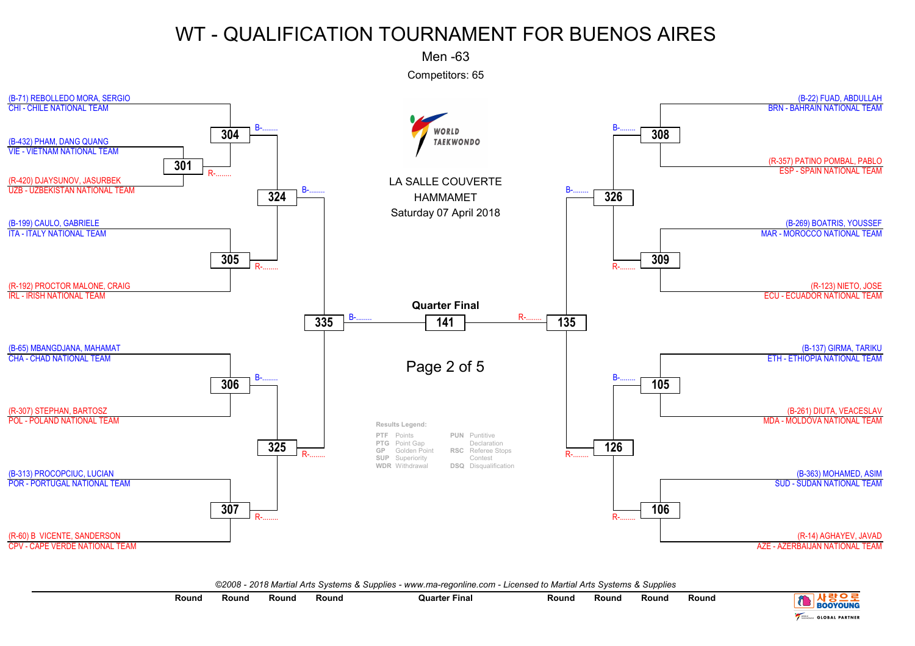# WT - QUALIFICATION TOURNAMENT FOR BUENOS AIRES

Men -63

Competitors: 65

LA SALLE COUVERTE
HAMMAMET
Saturday 07 April 2018

## Left Bracket

- (B-71) REBOLLEDO MORA, SERGIO — CHI - CHILE NATIONAL TEAM
- (B-432) PHAM, DANG QUANG — VIE - VIETNAM NATIONAL TEAM
- (R-420) DJAYSUNOV, JASURBEK — UZB - UZBEKISTAN NATIONAL TEAM
- (B-199) CAULO, GABRIELE — ITA - ITALY NATIONAL TEAM
- (R-192) PROCTOR MALONE, CRAIG — IRL - IRISH NATIONAL TEAM
- (B-65) MBANGDJANA, MAHAMAT — CHA - CHAD NATIONAL TEAM
- (R-307) STEPHAN, BARTOSZ — POL - POLAND NATIONAL TEAM
- (B-313) PROCOPCIUC, LUCIAN — POR - PORTUGAL NATIONAL TEAM
- (R-60) B VICENTE, SANDERSON — CPV - CAPE VERDE NATIONAL TEAM

Matches: 301, 304, 305, 306, 307, 324, 325, 335

## Right Bracket

- (B-22) FUAD, ABDULLAH — BRN - BAHRAIN NATIONAL TEAM
- (R-357) PATINO POMBAL, PABLO — ESP - SPAIN NATIONAL TEAM
- (B-269) BOATRIS, YOUSSEF — MAR - MOROCCO NATIONAL TEAM
- (R-123) NIETO, JOSE — ECU - ECUADOR NATIONAL TEAM
- (B-137) GIRMA, TARIKU — ETH - ETHIOPIA NATIONAL TEAM
- (B-261) DIUTA, VEACESLAV — MDA - MOLDOVA NATIONAL TEAM
- (B-363) MOHAMED, ASIM — SUD - SUDAN NATIONAL TEAM
- (R-14) AGHAYEV, JAVAD — AZE - AZERBAIJAN NATIONAL TEAM

Matches: 308, 309, 105, 106, 326, 126, 135

## Quarter Final

141 (B-........ vs R-........)

**Results Legend:**

| | | | |
|---|---|---|---|
| PTF | Points | PUN | Puntitive Declaration |
| PTG | Point Gap | | |
| GP | Golden Point | RSC | Referee Stops Contest |
| SUP | Superiority | | |
| WDR | Withdrawal | DSQ | Disqualification |

*©2008 - 2018 Martial Arts Systems & Supplies - www.ma-regonline.com - Licensed to Martial Arts Systems & Supplies*

Round | Round | Round | Round | Quarter Final | Round | Round | Round | Round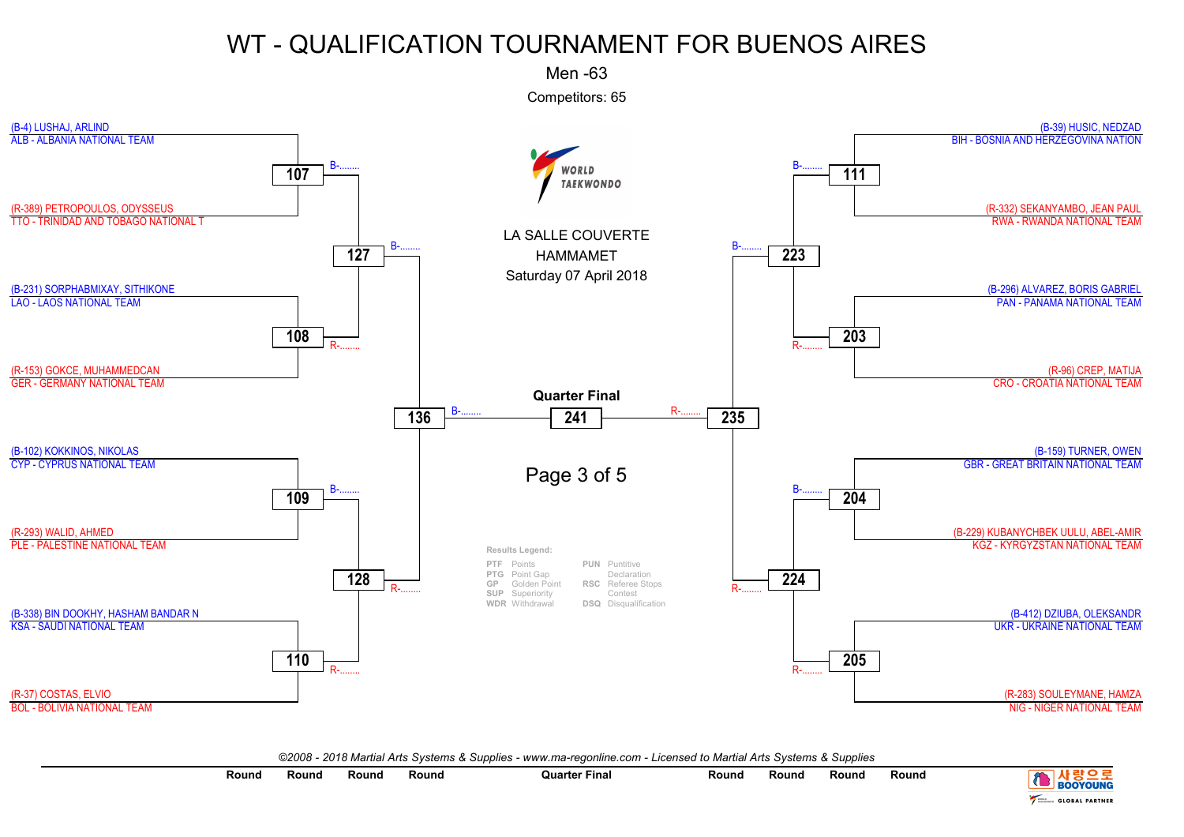# WT - QUALIFICATION TOURNAMENT FOR BUENOS AIRES

Men -63

Competitors: 65

LA SALLE COUVERTE
HAMMAMET
Saturday 07 April 2018

## Left side

| Competitor | Team | Match |
| --- | --- | --- |
| (B-4) LUSHAJ, ARLIND | ALB - ALBANIA NATIONAL TEAM | 107 |
| (R-389) PETROPOULOS, ODYSSEUS | TTO - TRINIDAD AND TOBAGO NATIONAL T | 107 |
| (B-231) SORPHABMIXAY, SITHIKONE | LAO - LAOS NATIONAL TEAM | 108 |
| (R-153) GOKCE, MUHAMMEDCAN | GER - GERMANY NATIONAL TEAM | 108 |
| (B-102) KOKKINOS, NIKOLAS | CYP - CYPRUS NATIONAL TEAM | 109 |
| (R-293) WALID, AHMED | PLE - PALESTINE NATIONAL TEAM | 109 |
| (B-338) BIN DOOKHY, HASHAM BANDAR N | KSA - SAUDI NATIONAL TEAM | 110 |
| (R-37) COSTAS, ELVIO | BOL - BOLIVIA NATIONAL TEAM | 110 |

- 107 (B-........) and 108 (R-........) → 127
- 109 (B-........) and 110 (R-........) → 128
- 127 (B-........) and 128 (R-........) → 136
- 136 (B-........) → 241

## Right side

| Competitor | Team | Match |
| --- | --- | --- |
| (B-39) HUSIC, NEDZAD | BIH - BOSNIA AND HERZEGOVINA NATION | 111 |
| (R-332) SEKANYAMBO, JEAN PAUL | RWA - RWANDA NATIONAL TEAM | 111 |
| (B-296) ALVAREZ, BORIS GABRIEL | PAN - PANAMA NATIONAL TEAM | 203 |
| (R-96) CREP, MATIJA | CRO - CROATIA NATIONAL TEAM | 203 |
| (B-159) TURNER, OWEN | GBR - GREAT BRITAIN NATIONAL TEAM | 204 |
| (B-229) KUBANYCHBEK UULU, ABEL-AMIR | KGZ - KYRGYZSTAN NATIONAL TEAM | 204 |
| (B-412) DZIUBA, OLEKSANDR | UKR - UKRAINE NATIONAL TEAM | 205 |
| (R-283) SOULEYMANE, HAMZA | NIG - NIGER NATIONAL TEAM | 205 |

- 111 (B-........) and 203 (R-........) → 223
- 204 (B-........) and 205 (R-........) → 224
- 223 (B-........) and 224 (R-........) → 235
- 235 (R-........) → 241

## Quarter Final

241

**Results Legend:**

| Code | Meaning | Code | Meaning |
| --- | --- | --- | --- |
| PTF | Points | PUN | Puntitive Declaration |
| PTG | Point Gap | RSC | Referee Stops Contest |
| GP | Golden Point | DSQ | Disqualification |
| SUP | Superiority | | |
| WDR | Withdrawal | | |

*©2008 - 2018 Martial Arts Systems & Supplies - www.ma-regonline.com - Licensed to Martial Arts Systems & Supplies*

| Round | Round | Round | Round | Quarter Final | Round | Round | Round | Round |
| --- | --- | --- | --- | --- | --- | --- | --- | --- |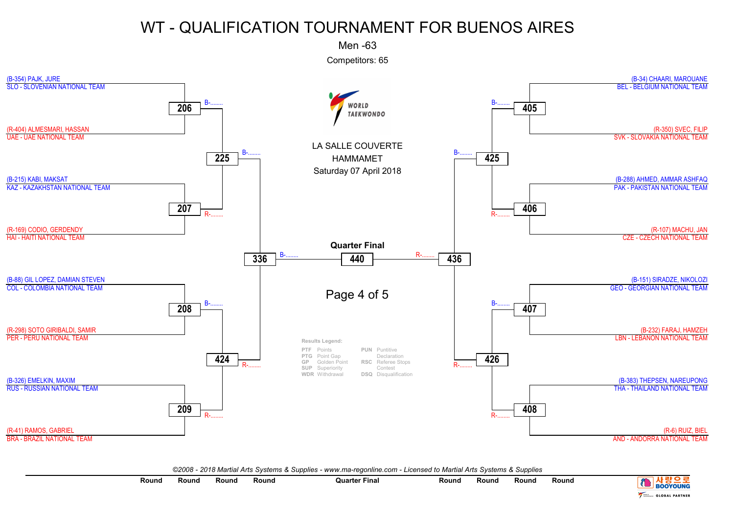# WT - QUALIFICATION TOURNAMENT FOR BUENOS AIRES

Men -63

Competitors: 65

LA SALLE COUVERTE

HAMMAMET

Saturday 07 April 2018

## Left bracket

| Competitor | Team | Match |
|---|---|---|
| (B-354) PAJK, JURE | SLO - SLOVENIAN NATIONAL TEAM | 206 |
| (R-404) ALMESMARI, HASSAN | UAE - UAE NATIONAL TEAM | 206 |
| (B-215) KABI, MAKSAT | KAZ - KAZAKHSTAN NATIONAL TEAM | 207 |
| (R-169) CODIO, GERDENDY | HAI - HAITI NATIONAL TEAM | 207 |
| (B-88) GIL LOPEZ, DAMIAN STEVEN | COL - COLOMBIA NATIONAL TEAM | 208 |
| (R-298) SOTO GIRIBALDI, SAMIR | PER - PERU NATIONAL TEAM | 208 |
| (B-326) EMELKIN, MAXIM | RUS - RUSSIAN NATIONAL TEAM | 209 |
| (R-41) RAMOS, GABRIEL | BRA - BRAZIL NATIONAL TEAM | 209 |

- 206 (B-........) and 207 (R-........) → 225
- 208 (B-........) and 209 (R-........) → 424
- 225 (B-........) and 424 (R-........) → 336

## Right bracket

| Competitor | Team | Match |
|---|---|---|
| (B-34) CHAARI, MAROUANE | BEL - BELGIUM NATIONAL TEAM | 405 |
| (R-350) SVEC, FILIP | SVK - SLOVAKIA NATIONAL TEAM | 405 |
| (B-288) AHMED, AMMAR ASHFAQ | PAK - PAKISTAN NATIONAL TEAM | 406 |
| (R-107) MACHU, JAN | CZE - CZECH NATIONAL TEAM | 406 |
| (B-151) SIRADZE, NIKOLOZI | GEO - GEORGIAN NATIONAL TEAM | 407 |
| (R-232) FARAJ, HAMZEH | LBN - LEBANON NATIONAL TEAM | 407 |
| (B-383) THEPSEN, NAREUPONG | THA - THAILAND NATIONAL TEAM | 408 |
| (R-6) RUIZ, BIEL | AND - ANDORRA NATIONAL TEAM | 408 |

- 405 (B-........) and 406 (R-........) → 425
- 407 (B-........) and 408 (R-........) → 426
- 425 (B-........) and 426 (R-........) → 436

## Quarter Final

336 (B-........) — 440 — (R-........) 436

**Results Legend:**

| Code | Meaning | Code | Meaning |
|---|---|---|---|
| PTF | Points | PUN | Puntitive Declaration |
| PTG | Point Gap | RSC | Referee Stops Contest |
| GP | Golden Point | DSQ | Disqualification |
| SUP | Superiority | | |
| WDR | Withdrawal | | |

*©2008 - 2018 Martial Arts Systems & Supplies - www.ma-regonline.com - Licensed to Martial Arts Systems & Supplies*

| Round | Round | Round | Round | Quarter Final | Round | Round | Round | Round |
|---|---|---|---|---|---|---|---|---|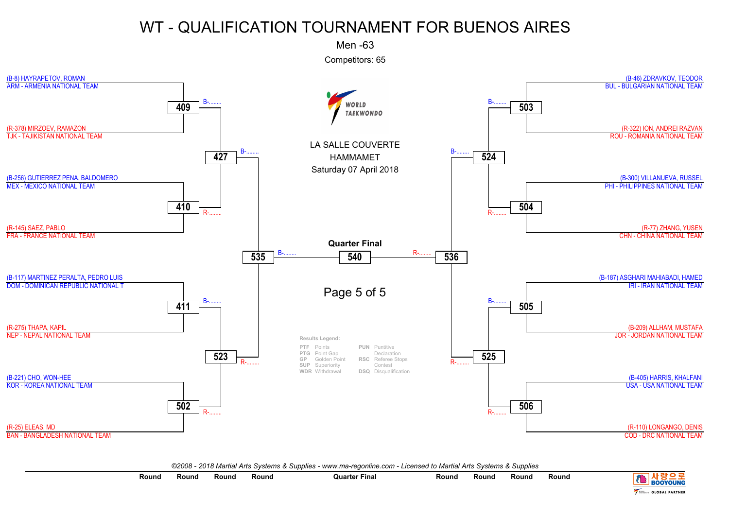# WT - QUALIFICATION TOURNAMENT FOR BUENOS AIRES

Men -63

Competitors: 65

LA SALLE COUVERTE

HAMMAMET

Saturday 07 April 2018

(B-8) HAYRAPETOV, ROMAN
ARM - ARMENIA NATIONAL TEAM

409 B-........

(R-378) MIRZOEV, RAMAZON
TJK - TAJIKISTAN NATIONAL TEAM

427 B-........

(B-256) GUTIERREZ PENA, BALDOMERO
MEX - MEXICO NATIONAL TEAM

410 R-........

(R-145) SAEZ, PABLO
FRA - FRANCE NATIONAL TEAM

535 B-........

(B-117) MARTINEZ PERALTA, PEDRO LUIS
DOM - DOMINICAN REPUBLIC NATIONAL T

411 B-........

(R-275) THAPA, KAPIL
NEP - NEPAL NATIONAL TEAM

523 R-........

(B-221) CHO, WON-HEE
KOR - KOREA NATIONAL TEAM

502 R-........

(R-25) ELEAS, MD
BAN - BANGLADESH NATIONAL TEAM

**Quarter Final**

540

(B-46) ZDRAVKOV, TEODOR
BUL - BULGARIAN NATIONAL TEAM

503 B-........

(R-322) ION, ANDREI RAZVAN
ROU - ROMANIA NATIONAL TEAM

524 B-........

(B-300) VILLANUEVA, RUSSEL
PHI - PHILIPPINES NATIONAL TEAM

504 R-........

(R-77) ZHANG, YUSEN
CHN - CHINA NATIONAL TEAM

536 R-........

(B-187) ASGHARI MAHIABADI, HAMED
IRI - IRAN NATIONAL TEAM

505 B-........

(B-209) ALLHAM, MUSTAFA
JOR - JORDAN NATIONAL TEAM

525 R-........

(B-405) HARRIS, KHALFANI
USA - USA NATIONAL TEAM

506 R-........

(R-110) LONGANGO, DENIS
COD - DRC NATIONAL TEAM

**Results Legend:**

| | | | |
|---|---|---|---|
| PTF | Points | PUN | Puntitive Declaration |
| PTG | Point Gap | | |
| GP | Golden Point | RSC | Referee Stops Contest |
| SUP | Superiority | | |
| WDR | Withdrawal | DSQ | Disqualification |

*©2008 - 2018 Martial Arts Systems & Supplies - www.ma-regonline.com - Licensed to Martial Arts Systems & Supplies*

Round Round Round Round Quarter Final Round Round Round Round